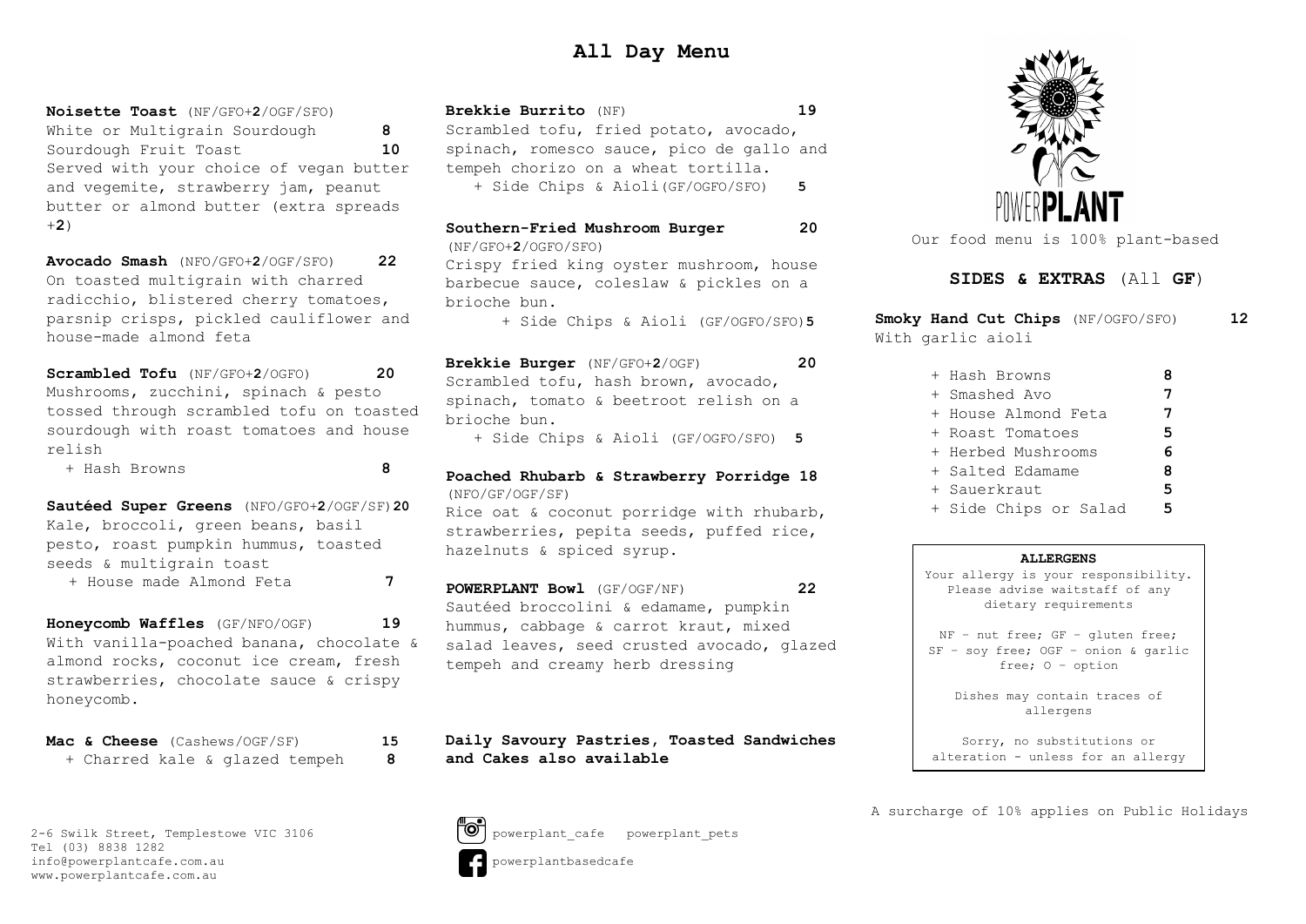# All Day Menu

**Noisette Toast** (NF/GFO+**2**/OGF/SFO)
White or Multigrain Sourdough **8**
Sourdough Fruit Toast **10**
Served with your choice of vegan butter and vegemite, strawberry jam, peanut butter or almond butter (extra spreads +**2**)

**Avocado Smash** (NFO/GFO+**2**/OGF/SFO) **22**
On toasted multigrain with charred radicchio, blistered cherry tomatoes, parsnip crisps, pickled cauliflower and house-made almond feta

**Scrambled Tofu** (NF/GFO+**2**/OGFO) **20**
Mushrooms, zucchini, spinach & pesto tossed through scrambled tofu on toasted sourdough with roast tomatoes and house relish
+ Hash Browns **8**

**Sautéed Super Greens** (NFO/GFO+**2**/OGF/SF) **20**
Kale, broccoli, green beans, basil pesto, roast pumpkin hummus, toasted seeds & multigrain toast
+ House made Almond Feta **7**

**Honeycomb Waffles** (GF/NFO/OGF) **19**
With vanilla-poached banana, chocolate & almond rocks, coconut ice cream, fresh strawberries, chocolate sauce & crispy honeycomb.

**Mac & Cheese** (Cashews/OGF/SF) **15**
+ Charred kale & glazed tempeh **8**

**Brekkie Burrito** (NF) **19**
Scrambled tofu, fried potato, avocado, spinach, romesco sauce, pico de gallo and tempeh chorizo on a wheat tortilla.
+ Side Chips & Aioli (GF/OGFO/SFO) **5**

**Southern-Fried Mushroom Burger** (NF/GFO+**2**/OGFO/SFO) **20**
Crispy fried king oyster mushroom, house barbecue sauce, coleslaw & pickles on a brioche bun.
+ Side Chips & Aioli (GF/OGFO/SFO) **5**

**Brekkie Burger** (NF/GFO+**2**/OGF) **20**
Scrambled tofu, hash brown, avocado, spinach, tomato & beetroot relish on a brioche bun.
+ Side Chips & Aioli (GF/OGFO/SFO) **5**

**Poached Rhubarb & Strawberry Porridge** (NFO/GF/OGF/SF) **18**
Rice oat & coconut porridge with rhubarb, strawberries, pepita seeds, puffed rice, hazelnuts & spiced syrup.

**POWERPLANT Bowl** (GF/OGF/NF) **22**
Sautéed broccolini & edamame, pumpkin hummus, cabbage & carrot kraut, mixed salad leaves, seed crusted avocado, glazed tempeh and creamy herb dressing

**Daily Savoury Pastries, Toasted Sandwiches and Cakes also available**

POWERPLANT

Our food menu is 100% plant-based

## SIDES & EXTRAS (All GF)

**Smoky Hand Cut Chips** (NF/OGFO/SFO) **12**
With garlic aioli

| | |
|---|---|
| + Hash Browns | 8 |
| + Smashed Avo | 7 |
| + House Almond Feta | 7 |
| + Roast Tomatoes | 5 |
| + Herbed Mushrooms | 6 |
| + Salted Edamame | 8 |
| + Sauerkraut | 5 |
| + Side Chips or Salad | 5 |

**ALLERGENS**

Your allergy is your responsibility. Please advise waitstaff of any dietary requirements

NF - nut free; GF - gluten free; SF - soy free; OGF - onion & garlic free; O - option

Dishes may contain traces of allergens

Sorry, no substitutions or alteration - unless for an allergy

A surcharge of 10% applies on Public Holidays

2-6 Swilk Street, Templestowe VIC 3106
Tel (03) 8838 1282
info@powerplantcafe.com.au
www.powerplantcafe.com.au

powerplant_cafe powerplant_pets

powerplantbasedcafe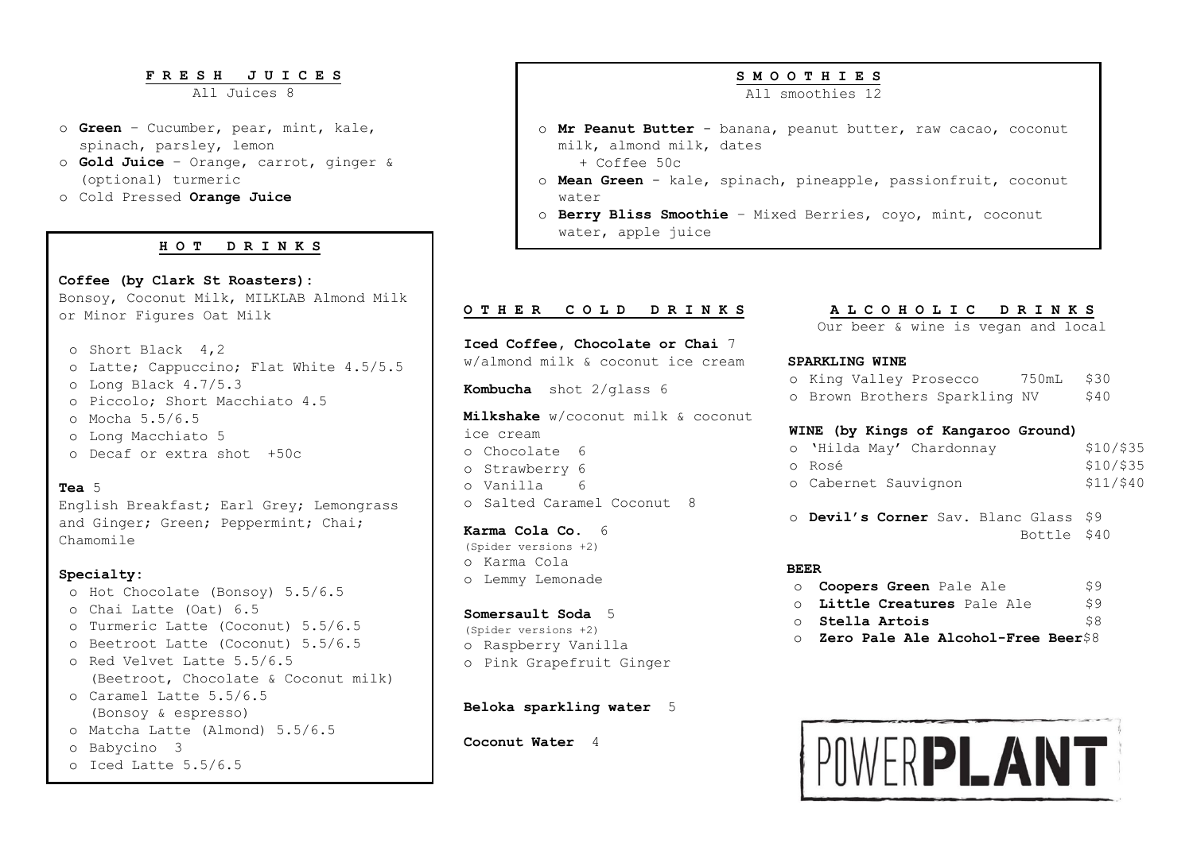## FRESH JUICES

All Juices 8

- **Green** – Cucumber, pear, mint, kale, spinach, parsley, lemon
- **Gold Juice** – Orange, carrot, ginger & (optional) turmeric
- Cold Pressed **Orange Juice**

## HOT DRINKS

**Coffee (by Clark St Roasters):**
Bonsoy, Coconut Milk, MILKLAB Almond Milk or Minor Figures Oat Milk

- Short Black 4,2
- Latte; Cappuccino; Flat White 4.5/5.5
- Long Black 4.7/5.3
- Piccolo; Short Macchiato 4.5
- Mocha 5.5/6.5
- Long Macchiato 5
- Decaf or extra shot +50c

**Tea** 5
English Breakfast; Earl Grey; Lemongrass and Ginger; Green; Peppermint; Chai; Chamomile

**Specialty:**

- Hot Chocolate (Bonsoy) 5.5/6.5
- Chai Latte (Oat) 6.5
- Turmeric Latte (Coconut) 5.5/6.5
- Beetroot Latte (Coconut) 5.5/6.5
- Red Velvet Latte 5.5/6.5
  (Beetroot, Chocolate & Coconut milk)
- Caramel Latte 5.5/6.5
  (Bonsoy & espresso)
- Matcha Latte (Almond) 5.5/6.5
- Babycino 3
- Iced Latte 5.5/6.5

## SMOOTHIES

All smoothies 12

- **Mr Peanut Butter** - banana, peanut butter, raw cacao, coconut milk, almond milk, dates
  + Coffee 50c
- **Mean Green** - kale, spinach, pineapple, passionfruit, coconut water
- **Berry Bliss Smoothie** – Mixed Berries, coyo, mint, coconut water, apple juice

## OTHER COLD DRINKS

**Iced Coffee, Chocolate or Chai** 7
w/almond milk & coconut ice cream

**Kombucha** shot 2/glass 6

**Milkshake** w/coconut milk & coconut ice cream
- Chocolate 6
- Strawberry 6
- Vanilla 6
- Salted Caramel Coconut 8

**Karma Cola Co.** 6
(Spider versions +2)
- Karma Cola
- Lemmy Lemonade

**Somersault Soda** 5
(Spider versions +2)
- Raspberry Vanilla
- Pink Grapefruit Ginger

**Beloka sparkling water** 5

**Coconut Water** 4

## ALCOHOLIC DRINKS

Our beer & wine is vegan and local

**SPARKLING WINE**

- King Valley Prosecco 750mL $30
- Brown Brothers Sparkling NV $40

**WINE (by Kings of Kangaroo Ground)**

- 'Hilda May' Chardonnay $10/$35
- Rosé $10/$35
- Cabernet Sauvignon $11/$40

- **Devil's Corner** Sav. Blanc Glass $9
  Bottle $40

**BEER**

- **Coopers Green** Pale Ale $9
- **Little Creatures** Pale Ale $9
- **Stella Artois** $8
- **Zero Pale Ale Alcohol-Free Beer** $8

POWER**PLANT**